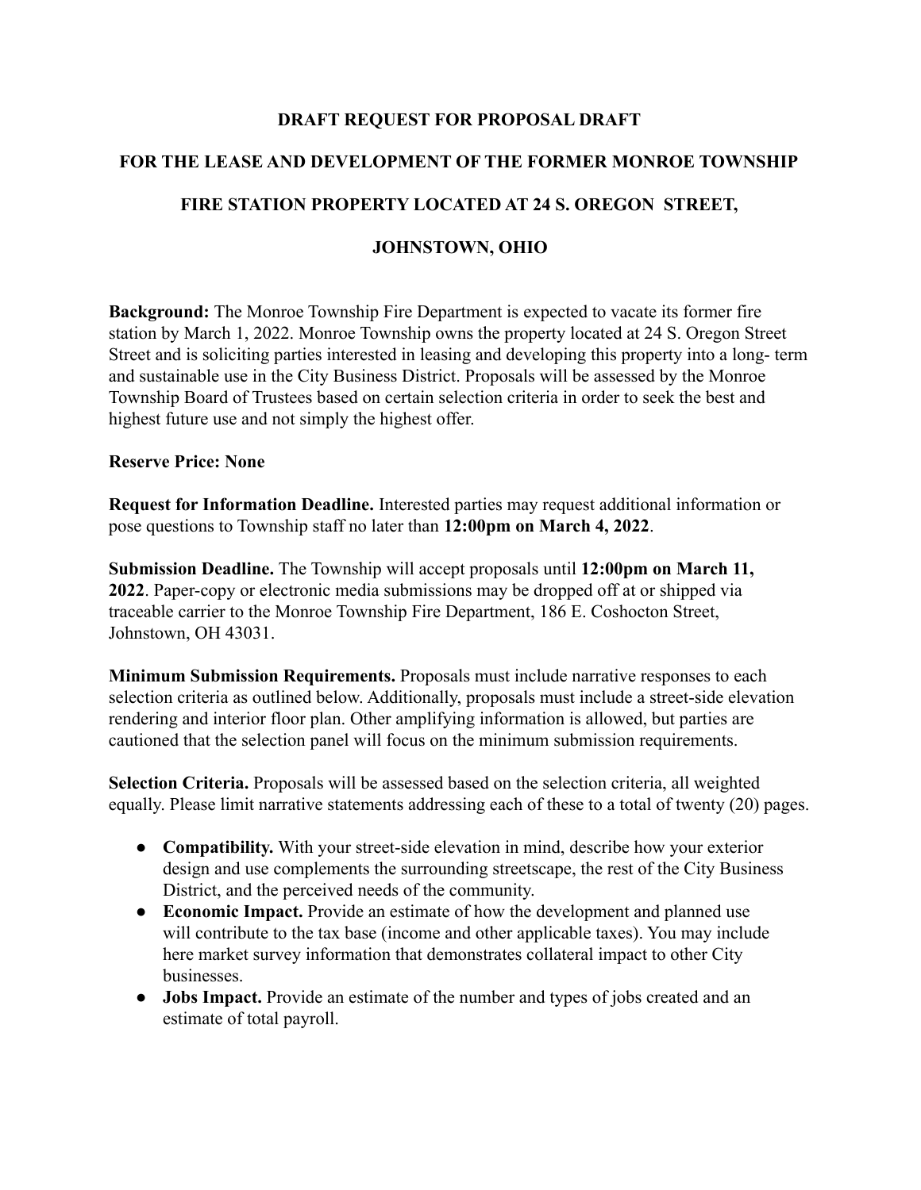# DRAFT REQUEST FOR PROPOSAL DRAFT

# FOR THE LEASE AND DEVELOPMENT OF THE FORMER MONROE TOWNSHIP FIRE STATION PROPERTY LOCATED AT 24 S. OREGON STREET, JOHNSTOWN, OHIO

**Background:** The Monroe Township Fire Department is expected to vacate its former fire station by March 1, 2022. Monroe Township owns the property located at 24 S. Oregon Street Street and is soliciting parties interested in leasing and developing this property into a long- term and sustainable use in the City Business District. Proposals will be assessed by the Monroe Township Board of Trustees based on certain selection criteria in order to seek the best and highest future use and not simply the highest offer.

**Reserve Price: None**

**Request for Information Deadline.** Interested parties may request additional information or pose questions to Township staff no later than **12:00pm on March 4, 2022**.

**Submission Deadline.** The Township will accept proposals until **12:00pm on March 11, 2022**. Paper-copy or electronic media submissions may be dropped off at or shipped via traceable carrier to the Monroe Township Fire Department, 186 E. Coshocton Street, Johnstown, OH 43031.

**Minimum Submission Requirements.** Proposals must include narrative responses to each selection criteria as outlined below. Additionally, proposals must include a street-side elevation rendering and interior floor plan. Other amplifying information is allowed, but parties are cautioned that the selection panel will focus on the minimum submission requirements.

**Selection Criteria.** Proposals will be assessed based on the selection criteria, all weighted equally. Please limit narrative statements addressing each of these to a total of twenty (20) pages.

- **Compatibility.** With your street-side elevation in mind, describe how your exterior design and use complements the surrounding streetscape, the rest of the City Business District, and the perceived needs of the community.
- **Economic Impact.** Provide an estimate of how the development and planned use will contribute to the tax base (income and other applicable taxes). You may include here market survey information that demonstrates collateral impact to other City businesses.
- **Jobs Impact.** Provide an estimate of the number and types of jobs created and an estimate of total payroll.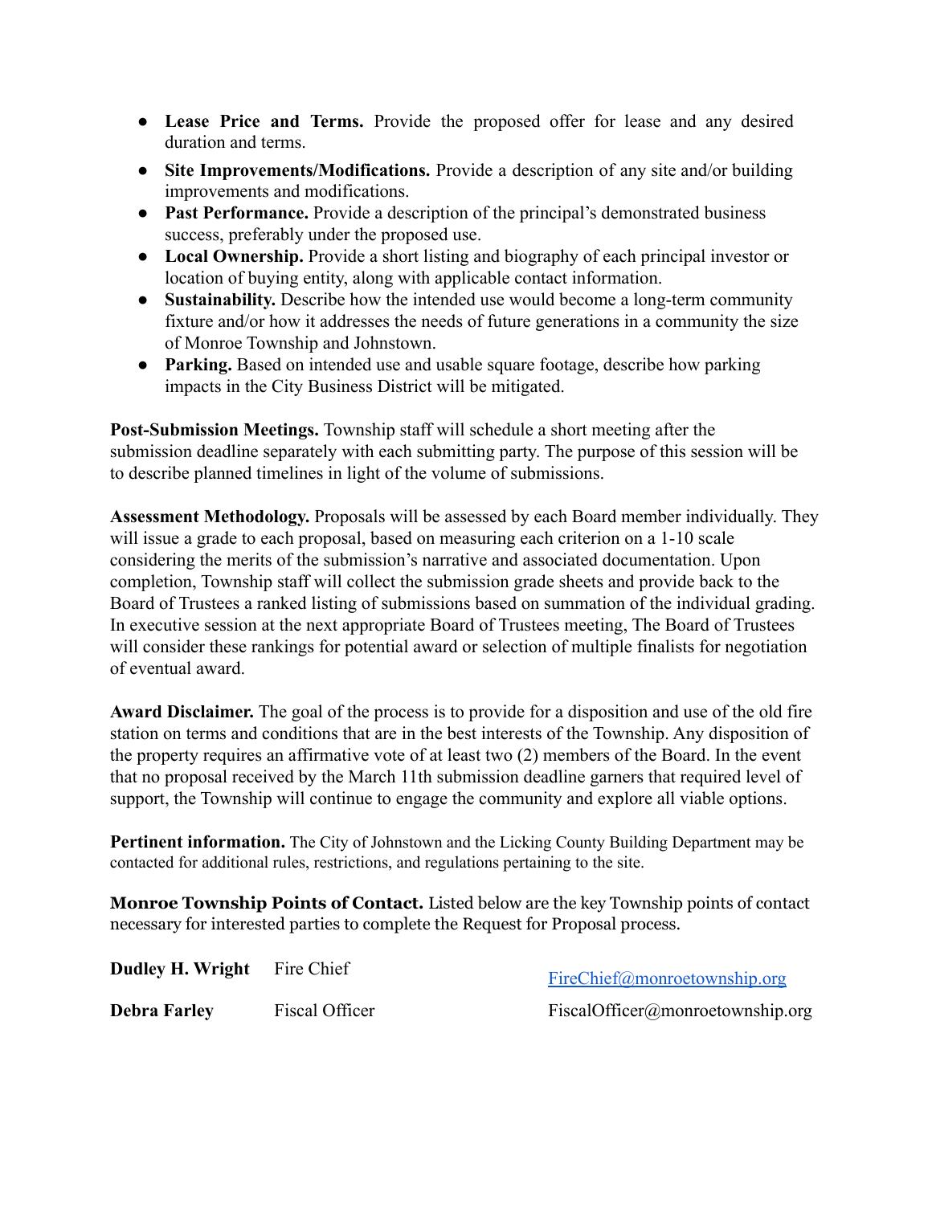- **Lease Price and Terms.** Provide the proposed offer for lease and any desired duration and terms.
- **Site Improvements/Modifications.** Provide a description of any site and/or building improvements and modifications.
- **Past Performance.** Provide a description of the principal's demonstrated business success, preferably under the proposed use.
- **Local Ownership.** Provide a short listing and biography of each principal investor or location of buying entity, along with applicable contact information.
- **Sustainability.** Describe how the intended use would become a long-term community fixture and/or how it addresses the needs of future generations in a community the size of Monroe Township and Johnstown.
- **Parking.** Based on intended use and usable square footage, describe how parking impacts in the City Business District will be mitigated.

**Post-Submission Meetings.** Township staff will schedule a short meeting after the submission deadline separately with each submitting party. The purpose of this session will be to describe planned timelines in light of the volume of submissions.

**Assessment Methodology.** Proposals will be assessed by each Board member individually. They will issue a grade to each proposal, based on measuring each criterion on a 1-10 scale considering the merits of the submission's narrative and associated documentation. Upon completion, Township staff will collect the submission grade sheets and provide back to the Board of Trustees a ranked listing of submissions based on summation of the individual grading. In executive session at the next appropriate Board of Trustees meeting, The Board of Trustees will consider these rankings for potential award or selection of multiple finalists for negotiation of eventual award.

**Award Disclaimer.** The goal of the process is to provide for a disposition and use of the old fire station on terms and conditions that are in the best interests of the Township. Any disposition of the property requires an affirmative vote of at least two (2) members of the Board. In the event that no proposal received by the March 11th submission deadline garners that required level of support, the Township will continue to engage the community and explore all viable options.

**Pertinent information.** The City of Johnstown and the Licking County Building Department may be contacted for additional rules, restrictions, and regulations pertaining to the site.

**Monroe Township Points of Contact.** Listed below are the key Township points of contact necessary for interested parties to complete the Request for Proposal process.

| | | |
|---|---|---|
| **Dudley H. Wright** | Fire Chief | FireChief@monroetownship.org |
| **Debra Farley** | Fiscal Officer | FiscalOfficer@monroetownship.org |